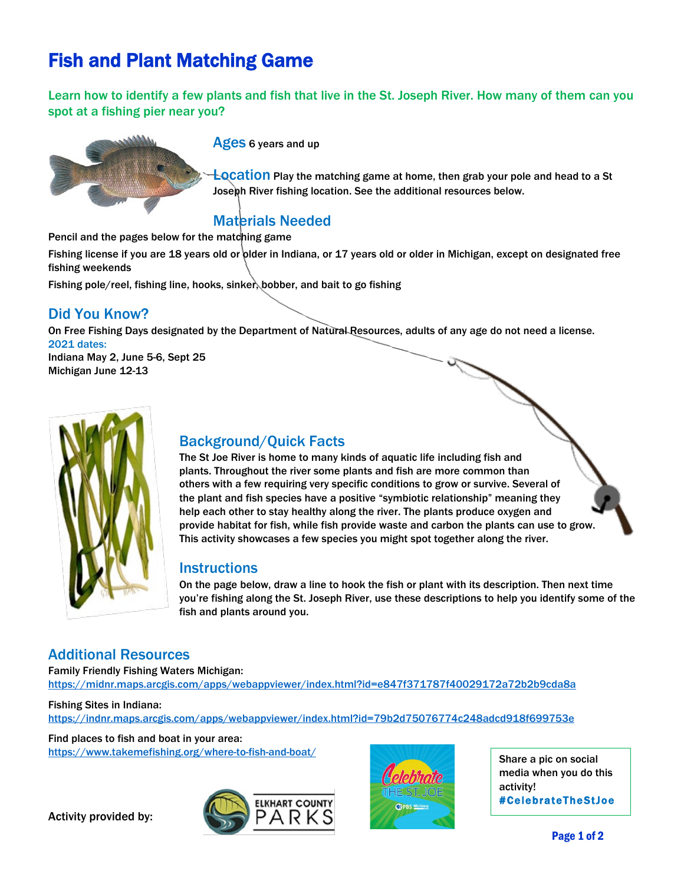# Fish and Plant Matching Game

**Learn how to identify a few plants and fish that live in the St. Joseph River. How many of them can you spot at a fishing pier near you?**

## Ages

6 years and up

## Location

Play the matching game at home, then grab your pole and head to a St Joseph River fishing location. See the additional resources below.

## Materials Needed

Pencil and the pages below for the matching game

Fishing license if you are 18 years old or older in Indiana, or 17 years old or older in Michigan, except on designated free fishing weekends

Fishing pole/reel, fishing line, hooks, sinker, bobber, and bait to go fishing

## Did You Know?

On Free Fishing Days designated by the Department of Natural Resources, adults of any age do not need a license.

2021 dates:

Indiana May 2, June 5-6, Sept 25

Michigan June 12-13

## Background/Quick Facts

The St Joe River is home to many kinds of aquatic life including fish and plants. Throughout the river some plants and fish are more common than others with a few requiring very specific conditions to grow or survive. Several of the plant and fish species have a positive "symbiotic relationship" meaning they help each other to stay healthy along the river. The plants produce oxygen and provide habitat for fish, while fish provide waste and carbon the plants can use to grow. This activity showcases a few species you might spot together along the river.

## Instructions

On the page below, draw a line to hook the fish or plant with its description. Then next time you're fishing along the St. Joseph River, use these descriptions to help you identify some of the fish and plants around you.

## Additional Resources

Family Friendly Fishing Waters Michigan:
https://midnr.maps.arcgis.com/apps/webappviewer/index.html?id=e847f371787f40029172a72b2b9cda8a

Fishing Sites in Indiana:
https://indnr.maps.arcgis.com/apps/webappviewer/index.html?id=79b2d75076774c248adcd918f699753e

Find places to fish and boat in your area:
https://www.takemefishing.org/where-to-fish-and-boat/

Activity provided by: Elkhart County Parks

Celebrate The St. Joe

Share a pic on social media when you do this activity! **#CelebrateTheStJoe**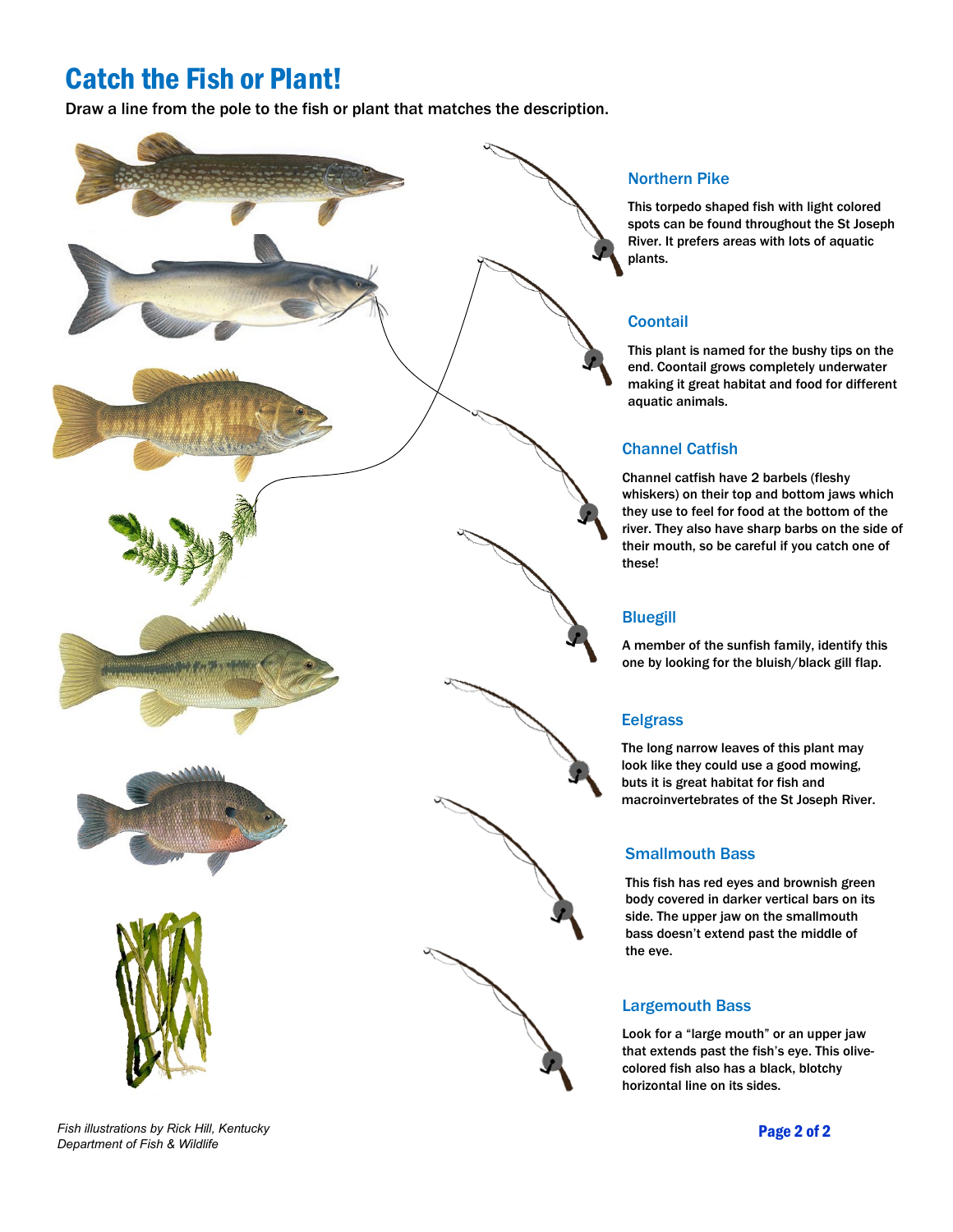# Catch the Fish or Plant!

Draw a line from the pole to the fish or plant that matches the description.

### Northern Pike

This torpedo shaped fish with light colored spots can be found throughout the St Joseph River. It prefers areas with lots of aquatic plants.

### Coontail

This plant is named for the bushy tips on the end. Coontail grows completely underwater making it great habitat and food for different aquatic animals.

### Channel Catfish

Channel catfish have 2 barbels (fleshy whiskers) on their top and bottom jaws which they use to feel for food at the bottom of the river. They also have sharp barbs on the side of their mouth, so be careful if you catch one of these!

### Bluegill

A member of the sunfish family, identify this one by looking for the bluish/black gill flap.

### Eelgrass

The long narrow leaves of this plant may look like they could use a good mowing, buts it is great habitat for fish and macroinvertebrates of the St Joseph River.

### Smallmouth Bass

This fish has red eyes and brownish green body covered in darker vertical bars on its side. The upper jaw on the smallmouth bass doesn't extend past the middle of the eye.

### Largemouth Bass

Look for a "large mouth" or an upper jaw that extends past the fish's eye. This olive-colored fish also has a black, blotchy horizontal line on its sides.

*Fish illustrations by Rick Hill, Kentucky Department of Fish & Wildlife*